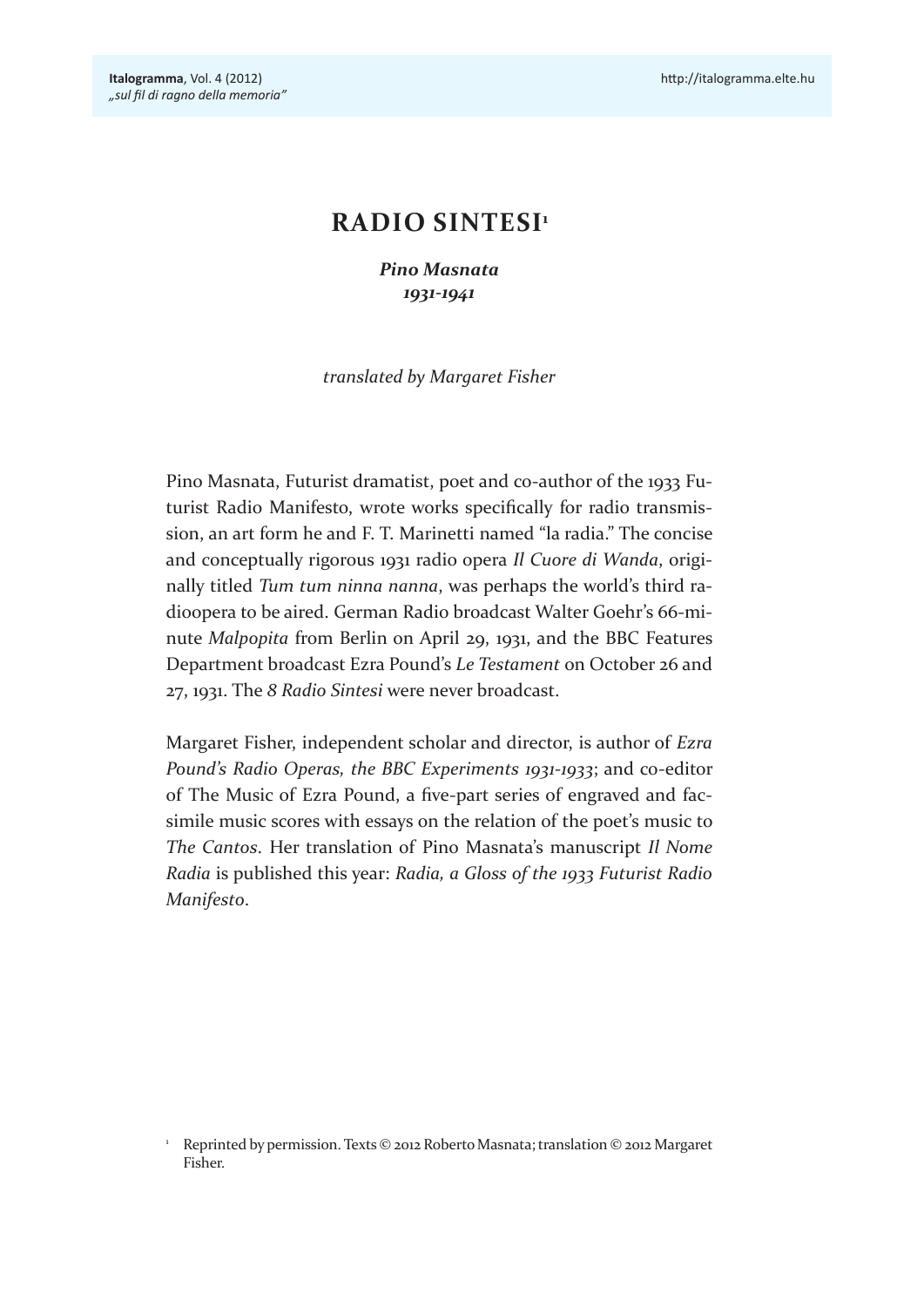# RADIO SINTESI[1]

***Pino Masnata***
***1931-1941***

*translated by Margaret Fisher*

Pino Masnata, Futurist dramatist, poet and co-author of the 1933 Futurist Radio Manifesto, wrote works specifically for radio transmission, an art form he and F. T. Marinetti named "la radia." The concise and conceptually rigorous 1931 radio opera *Il Cuore di Wanda*, originally titled *Tum tum ninna nanna*, was perhaps the world's third radioopera to be aired. German Radio broadcast Walter Goehr's 66-minute *Malpopita* from Berlin on April 29, 1931, and the BBC Features Department broadcast Ezra Pound's *Le Testament* on October 26 and 27, 1931. The *8 Radio Sintesi* were never broadcast.

Margaret Fisher, independent scholar and director, is author of *Ezra Pound's Radio Operas, the BBC Experiments 1931-1933*; and co-editor of The Music of Ezra Pound, a five-part series of engraved and facsimile music scores with essays on the relation of the poet's music to *The Cantos*. Her translation of Pino Masnata's manuscript *Il Nome Radia* is published this year: *Radia, a Gloss of the 1933 Futurist Radio Manifesto*.

[1] Reprinted by permission. Texts © 2012 Roberto Masnata; translation © 2012 Margaret Fisher.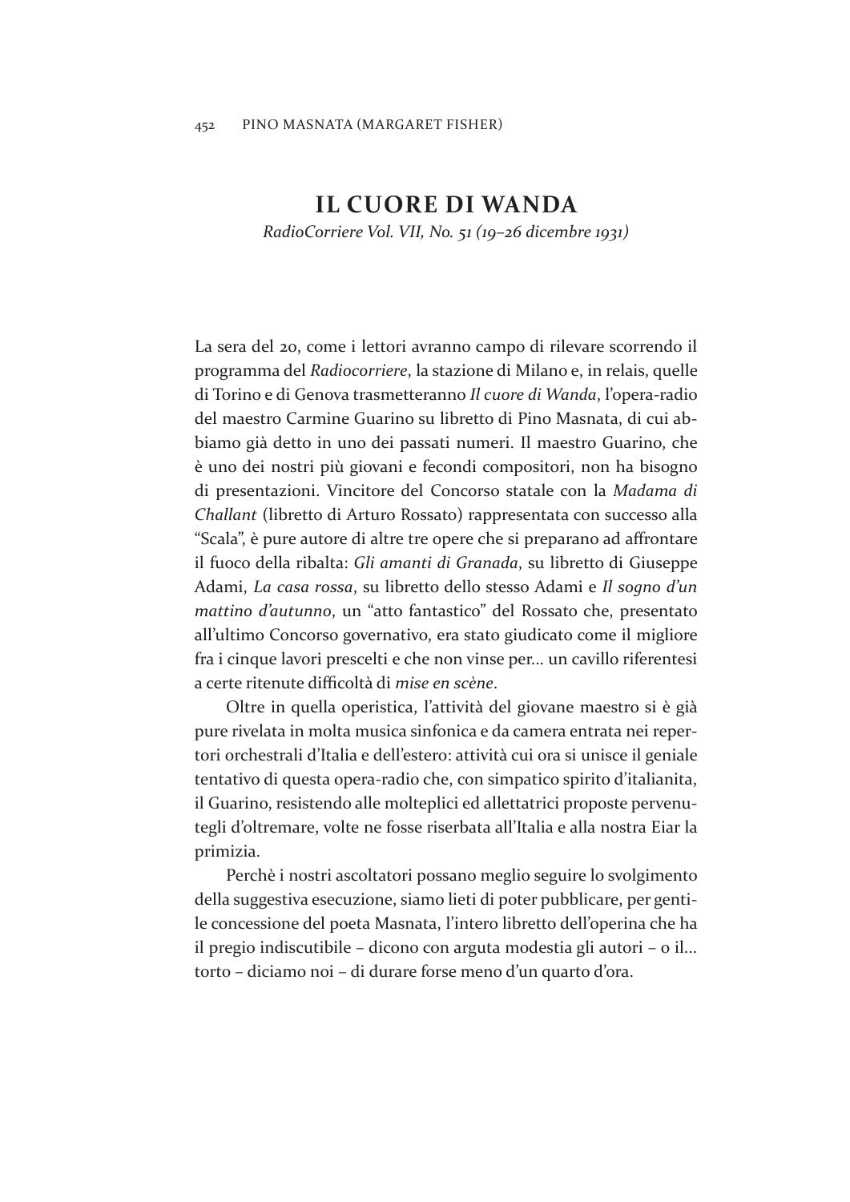# IL CUORE DI WANDA

*RadioCorriere Vol. VII, No. 51 (19–26 dicembre 1931)*

La sera del 20, come i lettori avranno campo di rilevare scorrendo il programma del *Radiocorriere*, la stazione di Milano e, in relais, quelle di Torino e di Genova trasmetteranno *Il cuore di Wanda*, l'opera-radio del maestro Carmine Guarino su libretto di Pino Masnata, di cui abbiamo già detto in uno dei passati numeri. Il maestro Guarino, che è uno dei nostri più giovani e fecondi compositori, non ha bisogno di presentazioni. Vincitore del Concorso statale con la *Madama di Challant* (libretto di Arturo Rossato) rappresentata con successo alla "Scala", è pure autore di altre tre opere che si preparano ad affrontare il fuoco della ribalta: *Gli amanti di Granada*, su libretto di Giuseppe Adami, *La casa rossa*, su libretto dello stesso Adami e *Il sogno d'un mattino d'autunno*, un "atto fantastico" del Rossato che, presentato all'ultimo Concorso governativo, era stato giudicato come il migliore fra i cinque lavori prescelti e che non vinse per... un cavillo riferentesi a certe ritenute difficoltà di *mise en scène*.

Oltre in quella operistica, l'attività del giovane maestro si è già pure rivelata in molta musica sinfonica e da camera entrata nei repertori orchestrali d'Italia e dell'estero: attività cui ora si unisce il geniale tentativo di questa opera-radio che, con simpatico spirito d'italianita, il Guarino, resistendo alle molteplici ed allettatrici proposte pervenutegli d'oltremare, volte ne fosse riserbata all'Italia e alla nostra Eiar la primizia.

Perchè i nostri ascoltatori possano meglio seguire lo svolgimento della suggestiva esecuzione, siamo lieti di poter pubblicare, per gentile concessione del poeta Masnata, l'intero libretto dell'operina che ha il pregio indiscutibile – dicono con arguta modestia gli autori – o il... torto – diciamo noi – di durare forse meno d'un quarto d'ora.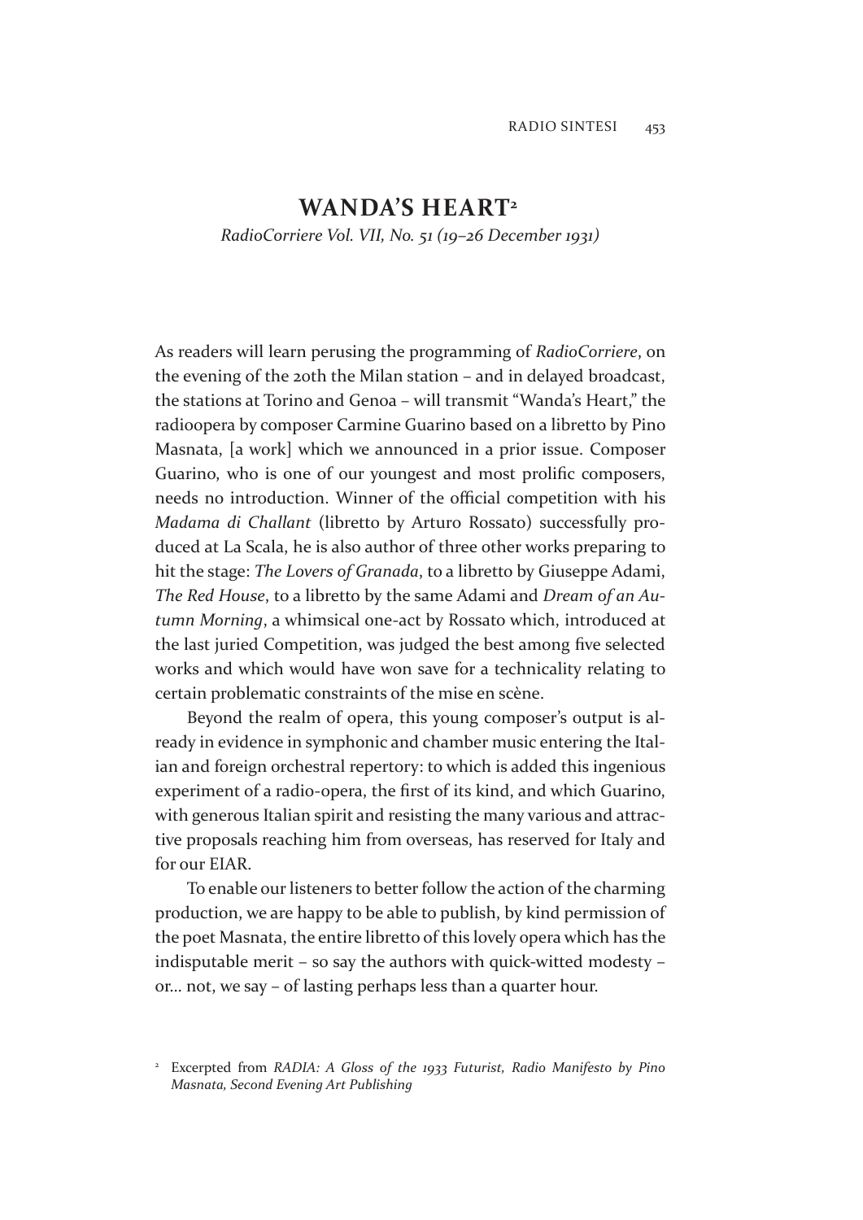## WANDA'S HEART[2]

*RadioCorriere Vol. VII, No. 51 (19–26 December 1931)*

As readers will learn perusing the programming of *RadioCorriere*, on the evening of the 20th the Milan station – and in delayed broadcast, the stations at Torino and Genoa – will transmit "Wanda's Heart," the radioopera by composer Carmine Guarino based on a libretto by Pino Masnata, [a work] which we announced in a prior issue. Composer Guarino, who is one of our youngest and most prolific composers, needs no introduction. Winner of the official competition with his *Madama di Challant* (libretto by Arturo Rossato) successfully produced at La Scala, he is also author of three other works preparing to hit the stage: *The Lovers of Granada*, to a libretto by Giuseppe Adami, *The Red House*, to a libretto by the same Adami and *Dream of an Autumn Morning*, a whimsical one-act by Rossato which, introduced at the last juried Competition, was judged the best among five selected works and which would have won save for a technicality relating to certain problematic constraints of the mise en scène.

Beyond the realm of opera, this young composer's output is already in evidence in symphonic and chamber music entering the Italian and foreign orchestral repertory: to which is added this ingenious experiment of a radio-opera, the first of its kind, and which Guarino, with generous Italian spirit and resisting the many various and attractive proposals reaching him from overseas, has reserved for Italy and for our EIAR.

To enable our listeners to better follow the action of the charming production, we are happy to be able to publish, by kind permission of the poet Masnata, the entire libretto of this lovely opera which has the indisputable merit – so say the authors with quick-witted modesty – or... not, we say – of lasting perhaps less than a quarter hour.

---

[2] Excerpted from *RADIA: A Gloss of the 1933 Futurist, Radio Manifesto by Pino Masnata, Second Evening Art Publishing*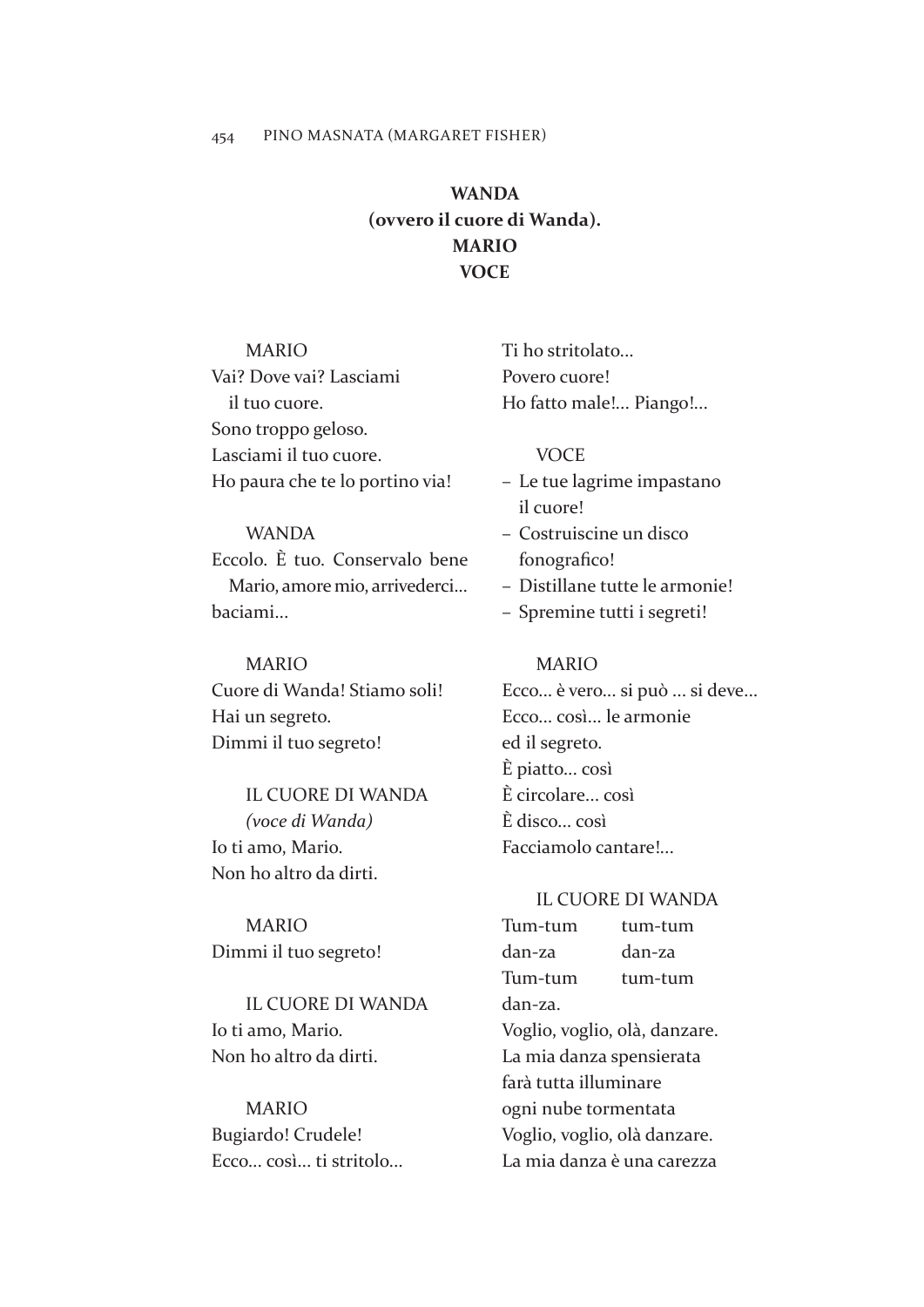**WANDA**
**(ovvero il cuore di Wanda).**
**MARIO**
**VOCE**

MARIO
Vai? Dove vai? Lasciami
il tuo cuore.
Sono troppo geloso.
Lasciami il tuo cuore.
Ho paura che te lo portino via!

WANDA
Eccolo. È tuo. Conservalo bene
Mario, amore mio, arrivederci...
baciami...

MARIO
Cuore di Wanda! Stiamo soli!
Hai un segreto.
Dimmi il tuo segreto!

IL CUORE DI WANDA
*(voce di Wanda)*
Io ti amo, Mario.
Non ho altro da dirti.

MARIO
Dimmi il tuo segreto!

IL CUORE DI WANDA
Io ti amo, Mario.
Non ho altro da dirti.

MARIO
Bugiardo! Crudele!
Ecco... così... ti stritolo...
Ti ho stritolato...
Povero cuore!
Ho fatto male!... Piango!...

VOCE
– Le tue lagrime impastano
il cuore!
– Costruiscine un disco
fonografico!
– Distillane tutte le armonie!
– Spremine tutti i segreti!

MARIO
Ecco... è vero... si può ... si deve...
Ecco... così... le armonie
ed il segreto.
È piatto... così
È circolare... così
È disco... così
Facciamolo cantare!...

IL CUORE DI WANDA
Tum-tum tum-tum
dan-za dan-za
Tum-tum tum-tum
dan-za.
Voglio, voglio, olà, danzare.
La mia danza spensierata
farà tutta illuminare
ogni nube tormentata
Voglio, voglio, olà danzare.
La mia danza è una carezza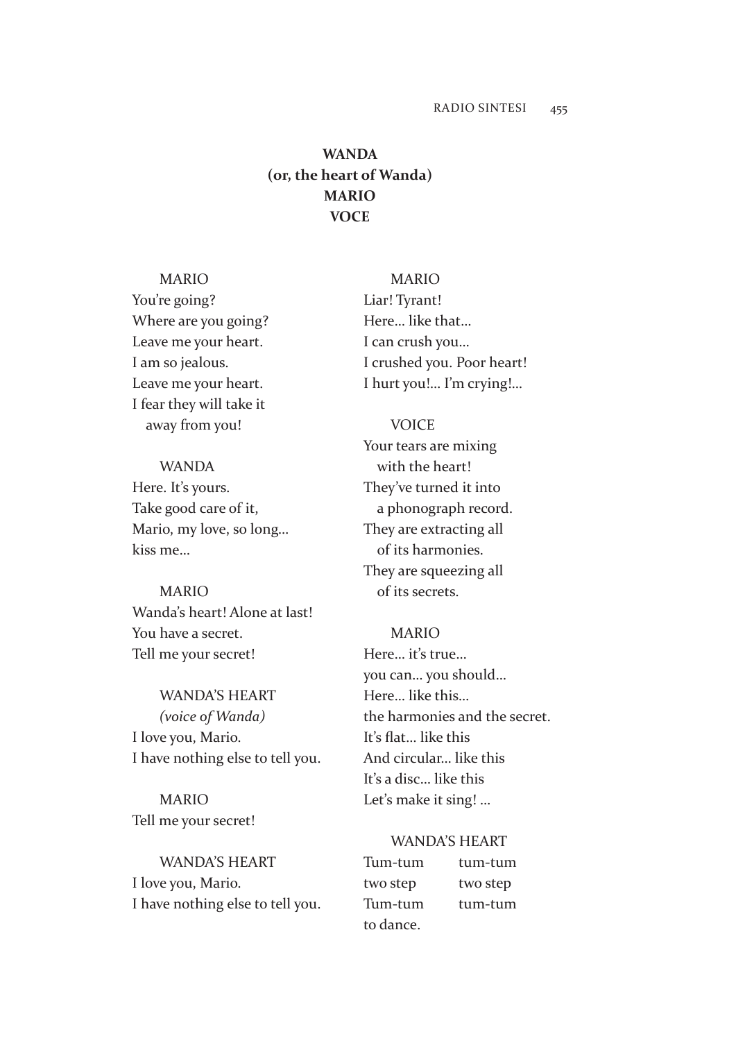**WANDA**
**(or, the heart of Wanda)**
**MARIO**
**VOCE**

MARIO
You're going?
Where are you going?
Leave me your heart.
I am so jealous.
Leave me your heart.
I fear they will take it
away from you!

WANDA
Here. It's yours.
Take good care of it,
Mario, my love, so long…
kiss me…

MARIO
Wanda's heart! Alone at last!
You have a secret.
Tell me your secret!

WANDA'S HEART
*(voice of Wanda)*
I love you, Mario.
I have nothing else to tell you.

MARIO
Tell me your secret!

WANDA'S HEART
I love you, Mario.
I have nothing else to tell you.

MARIO
Liar! Tyrant!
Here… like that…
I can crush you…
I crushed you. Poor heart!
I hurt you!… I'm crying!…

VOICE
Your tears are mixing
with the heart!
They've turned it into
a phonograph record.
They are extracting all
of its harmonies.
They are squeezing all
of its secrets.

MARIO
Here… it's true…
you can… you should…
Here… like this…
the harmonies and the secret.
It's flat… like this
And circular… like this
It's a disc… like this
Let's make it sing! …

WANDA'S HEART
Tum-tum    tum-tum
two step    two step
Tum-tum    tum-tum
to dance.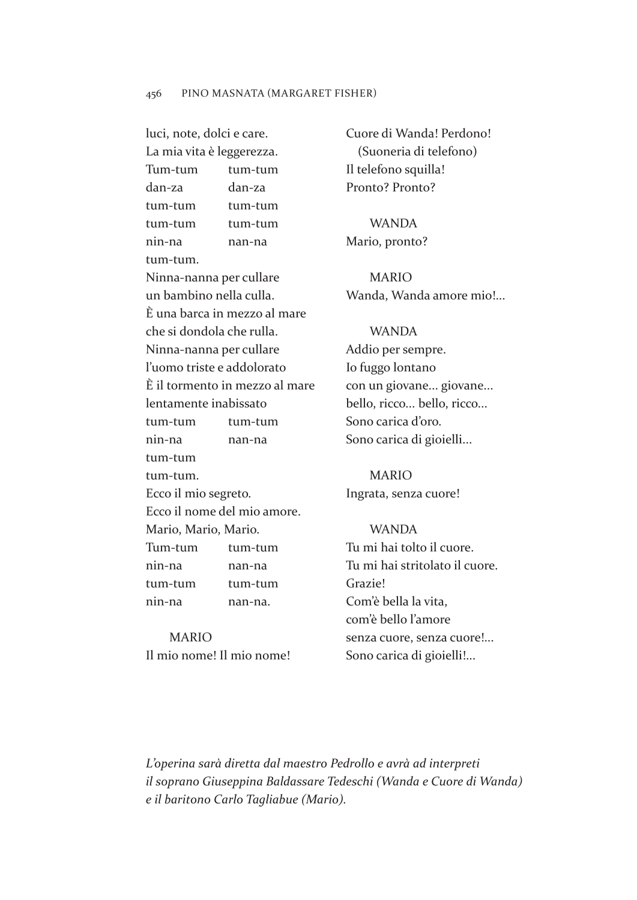luci, note, dolci e care.
La mia vita è leggerezza.
Tum-tum tum-tum
dan-za dan-za
tum-tum tum-tum
tum-tum tum-tum
nin-na nan-na
tum-tum.
Ninna-nanna per cullare
un bambino nella culla.
È una barca in mezzo al mare
che si dondola che rulla.
Ninna-nanna per cullare
l'uomo triste e addolorato
È il tormento in mezzo al mare
lentamente inabissato
tum-tum tum-tum
nin-na nan-na
tum-tum
tum-tum.
Ecco il mio segreto.
Ecco il nome del mio amore.
Mario, Mario, Mario.
Tum-tum tum-tum
nin-na nan-na
tum-tum tum-tum
nin-na nan-na.

MARIO
Il mio nome! Il mio nome!
Cuore di Wanda! Perdono!
(Suoneria di telefono)
Il telefono squilla!
Pronto? Pronto?

WANDA
Mario, pronto?

MARIO
Wanda, Wanda amore mio!...

WANDA
Addio per sempre.
Io fuggo lontano
con un giovane... giovane...
bello, ricco... bello, ricco...
Sono carica d'oro.
Sono carica di gioielli...

MARIO
Ingrata, senza cuore!

WANDA
Tu mi hai tolto il cuore.
Tu mi hai stritolato il cuore.
Grazie!
Com'è bella la vita,
com'è bello l'amore
senza cuore, senza cuore!...
Sono carica di gioielli!...

*L'operina sarà diretta dal maestro Pedrollo e avrà ad interpreti il soprano Giuseppina Baldassare Tedeschi (Wanda e Cuore di Wanda) e il baritono Carlo Tagliabue (Mario).*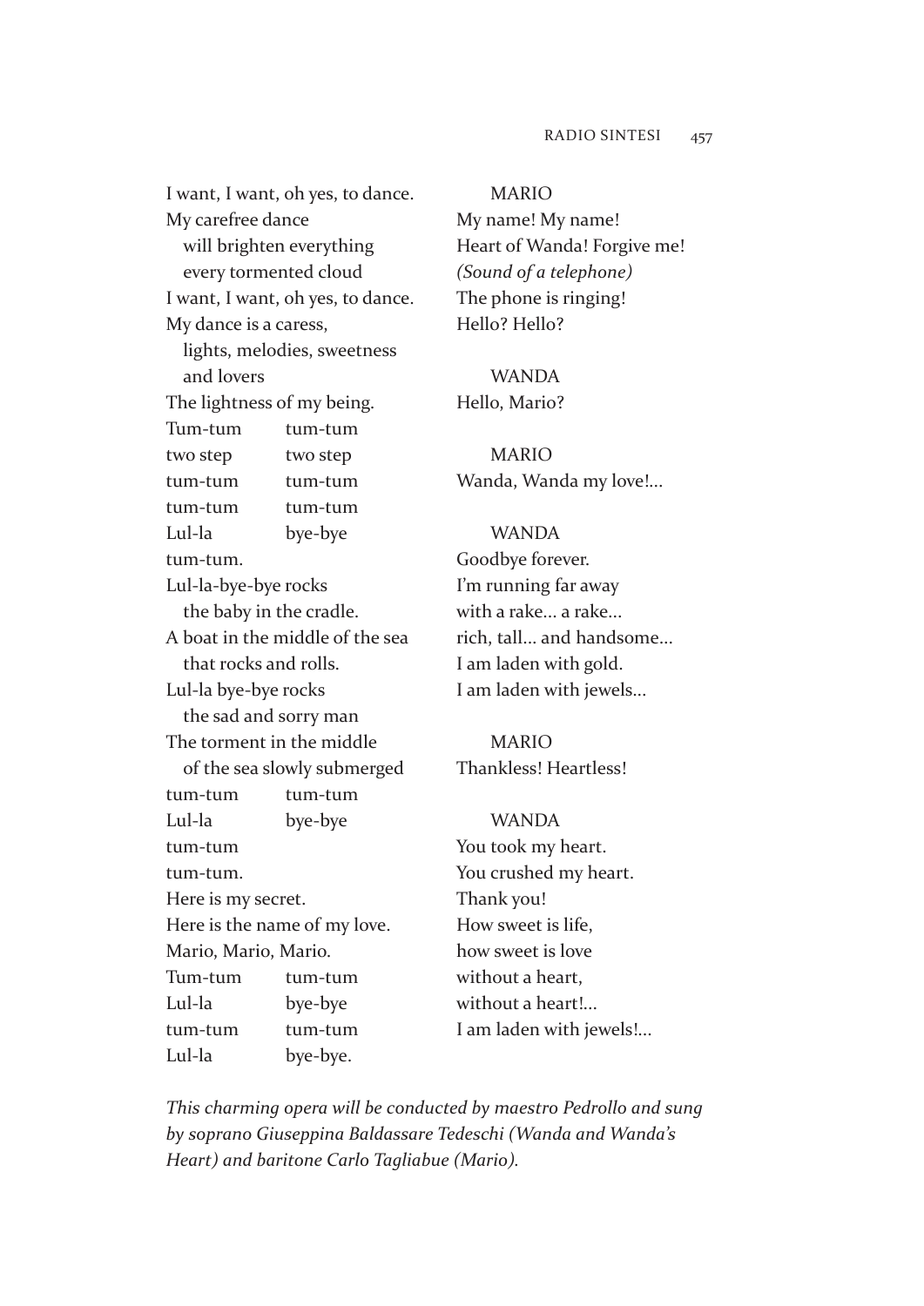I want, I want, oh yes, to dance.
My carefree dance
  will brighten everything
  every tormented cloud
I want, I want, oh yes, to dance.
My dance is a caress,
  lights, melodies, sweetness
  and lovers
The lightness of my being.

| | |
|---|---|
| Tum-tum | tum-tum |
| two step | two step |
| tum-tum | tum-tum |
| tum-tum | tum-tum |
| Lul-la | bye-bye |
| tum-tum. | |

Lul-la-bye-bye rocks
  the baby in the cradle.
A boat in the middle of the sea
  that rocks and rolls.
Lul-la bye-bye rocks
  the sad and sorry man
The torment in the middle
  of the sea slowly submerged

| | |
|---|---|
| tum-tum | tum-tum |
| Lul-la | bye-bye |
| tum-tum | |
| tum-tum. | |

Here is my secret.
Here is the name of my love.
Mario, Mario, Mario.

| | |
|---|---|
| Tum-tum | tum-tum |
| Lul-la | bye-bye |
| tum-tum | tum-tum |
| Lul-la | bye-bye. |

MARIO
My name! My name!
Heart of Wanda! Forgive me!
*(Sound of a telephone)*
The phone is ringing!
Hello? Hello?

WANDA
Hello, Mario?

MARIO
Wanda, Wanda my love!...

WANDA
Goodbye forever.
I'm running far away
with a rake... a rake...
rich, tall... and handsome...
I am laden with gold.
I am laden with jewels...

MARIO
Thankless! Heartless!

WANDA
You took my heart.
You crushed my heart.
Thank you!
How sweet is life,
how sweet is love
without a heart,
without a heart!...
I am laden with jewels!...

*This charming opera will be conducted by maestro Pedrollo and sung by soprano Giuseppina Baldassare Tedeschi (Wanda and Wanda's Heart) and baritone Carlo Tagliabue (Mario).*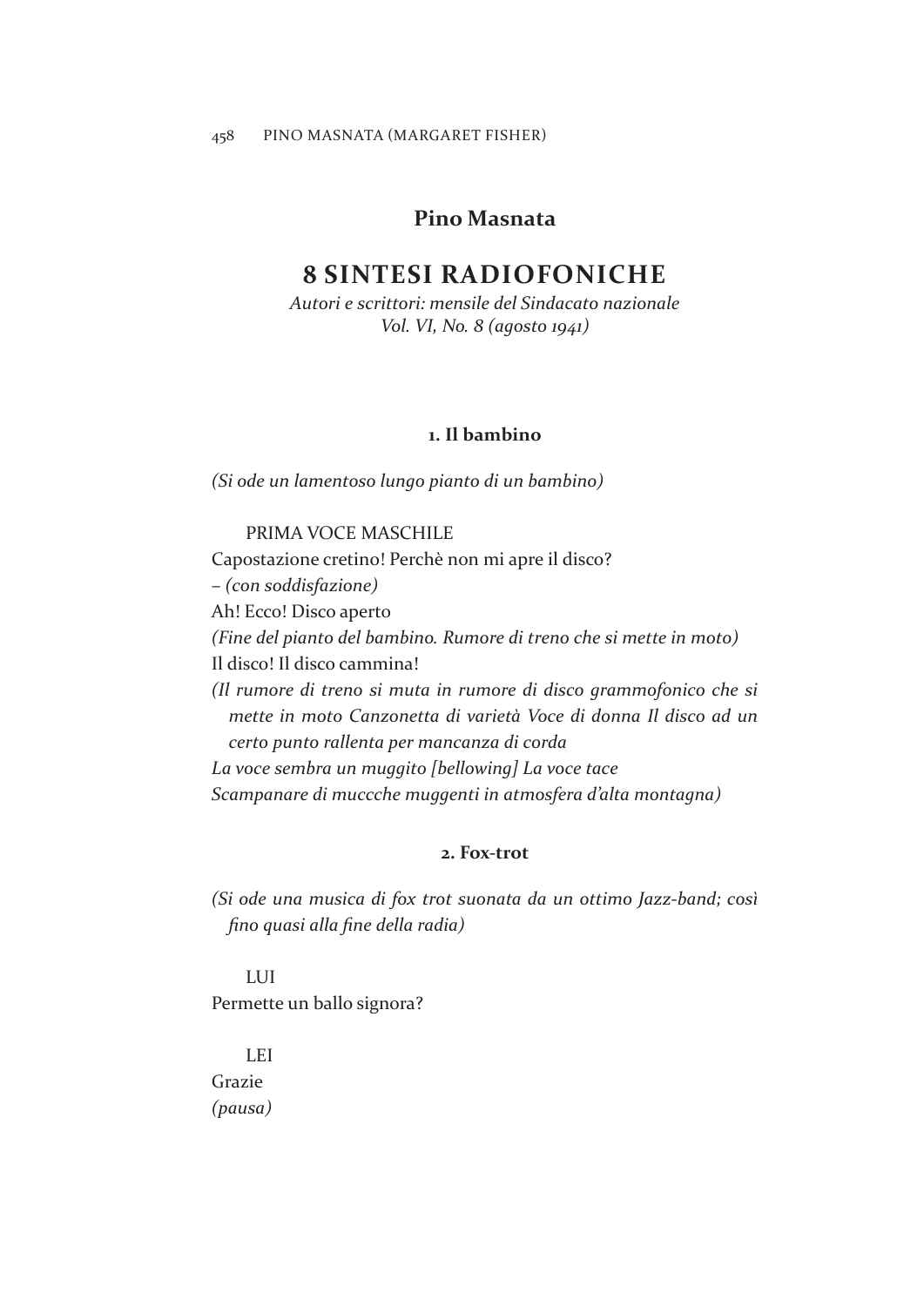## Pino Masnata

# 8 SINTESI RADIOFONICHE

*Autori e scrittori: mensile del Sindacato nazionale*
*Vol. VI, No. 8 (agosto 1941)*

### 1. Il bambino

*(Si ode un lamentoso lungo pianto di un bambino)*

PRIMA VOCE MASCHILE

Capostazione cretino! Perchè non mi apre il disco?
– *(con soddisfazione)*
Ah! Ecco! Disco aperto
*(Fine del pianto del bambino. Rumore di treno che si mette in moto)*
Il disco! Il disco cammina!
*(Il rumore di treno si muta in rumore di disco grammofonico che si mette in moto Canzonetta di varietà Voce di donna Il disco ad un certo punto rallenta per mancanza di corda*
*La voce sembra un muggito [bellowing] La voce tace*
*Scampanare di muccche muggenti in atmosfera d'alta montagna)*

### 2. Fox-trot

*(Si ode una musica di fox trot suonata da un ottimo Jazz-band; così fino quasi alla fine della radia)*

LUI

Permette un ballo signora?

LEI

Grazie
*(pausa)*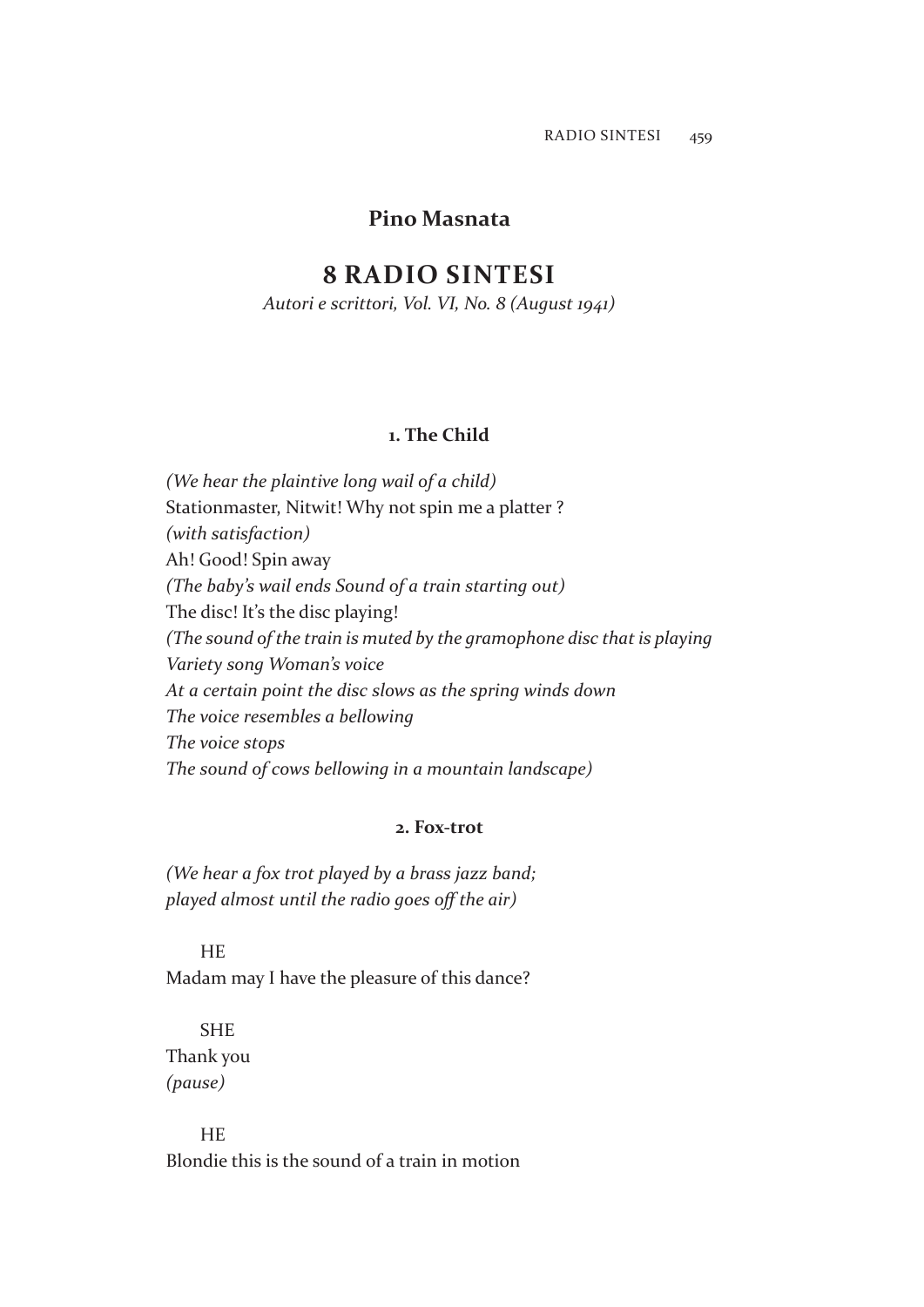## Pino Masnata

# 8 RADIO SINTESI

*Autori e scrittori, Vol. VI, No. 8 (August 1941)*

### 1. The Child

*(We hear the plaintive long wail of a child)*
Stationmaster, Nitwit! Why not spin me a platter ?
*(with satisfaction)*
Ah! Good! Spin away
*(The baby's wail ends Sound of a train starting out)*
The disc! It's the disc playing!
*(The sound of the train is muted by the gramophone disc that is playing*
*Variety song Woman's voice*
*At a certain point the disc slows as the spring winds down*
*The voice resembles a bellowing*
*The voice stops*
*The sound of cows bellowing in a mountain landscape)*

### 2. Fox-trot

*(We hear a fox trot played by a brass jazz band;*
*played almost until the radio goes off the air)*

HE
Madam may I have the pleasure of this dance?

SHE
Thank you
*(pause)*

HE
Blondie this is the sound of a train in motion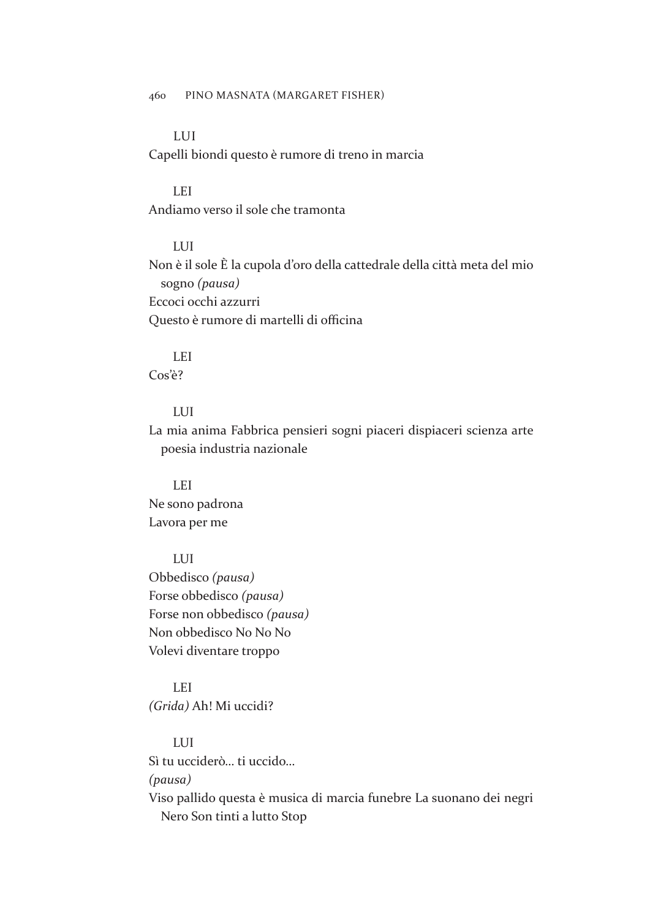LUI

Capelli biondi questo è rumore di treno in marcia

LEI

Andiamo verso il sole che tramonta

LUI

Non è il sole È la cupola d'oro della cattedrale della città meta del mio sogno *(pausa)*

Eccoci occhi azzurri

Questo è rumore di martelli di officina

LEI

Cos'è?

LUI

La mia anima Fabbrica pensieri sogni piaceri dispiaceri scienza arte poesia industria nazionale

LEI

Ne sono padrona

Lavora per me

LUI

Obbedisco *(pausa)*

Forse obbedisco *(pausa)*

Forse non obbedisco *(pausa)*

Non obbedisco No No No

Volevi diventare troppo

LEI

*(Grida)* Ah! Mi uccidi?

LUI

Sì tu ucciderò... ti uccido...

*(pausa)*

Viso pallido questa è musica di marcia funebre La suonano dei negri Nero Son tinti a lutto Stop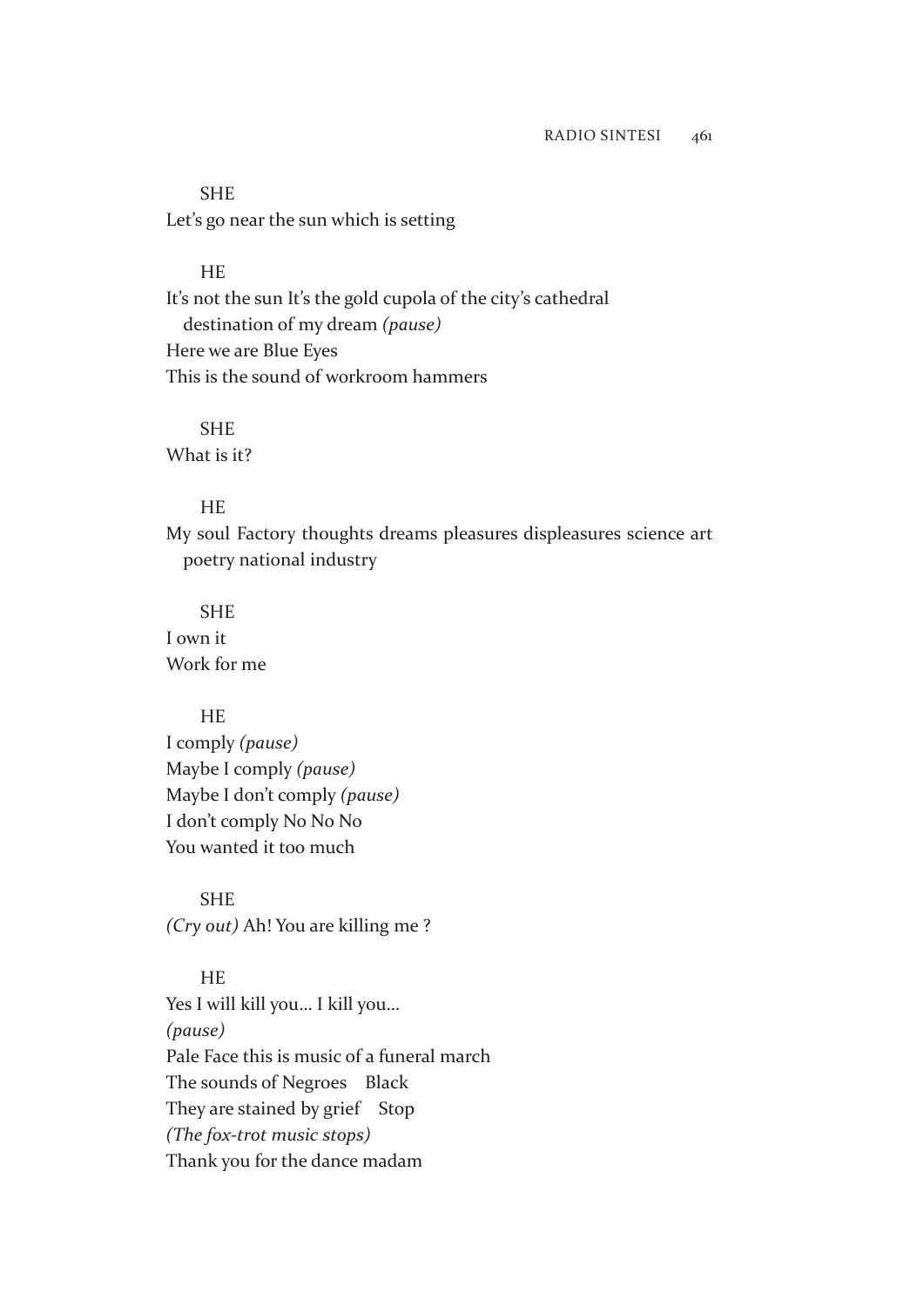SHE

Let's go near the sun which is setting

HE

It's not the sun It's the gold cupola of the city's cathedral destination of my dream *(pause)*  
Here we are Blue Eyes  
This is the sound of workroom hammers

SHE

What is it?

HE

My soul Factory thoughts dreams pleasures displeasures science art poetry national industry

SHE

I own it  
Work for me

HE

I comply *(pause)*  
Maybe I comply *(pause)*  
Maybe I don't comply *(pause)*  
I don't comply No No No  
You wanted it too much

SHE

*(Cry out)* Ah! You are killing me ?

HE

Yes I will kill you… I kill you…  
*(pause)*  
Pale Face this is music of a funeral march  
The sounds of Negroes Black  
They are stained by grief Stop  
*(The fox-trot music stops)*  
Thank you for the dance madam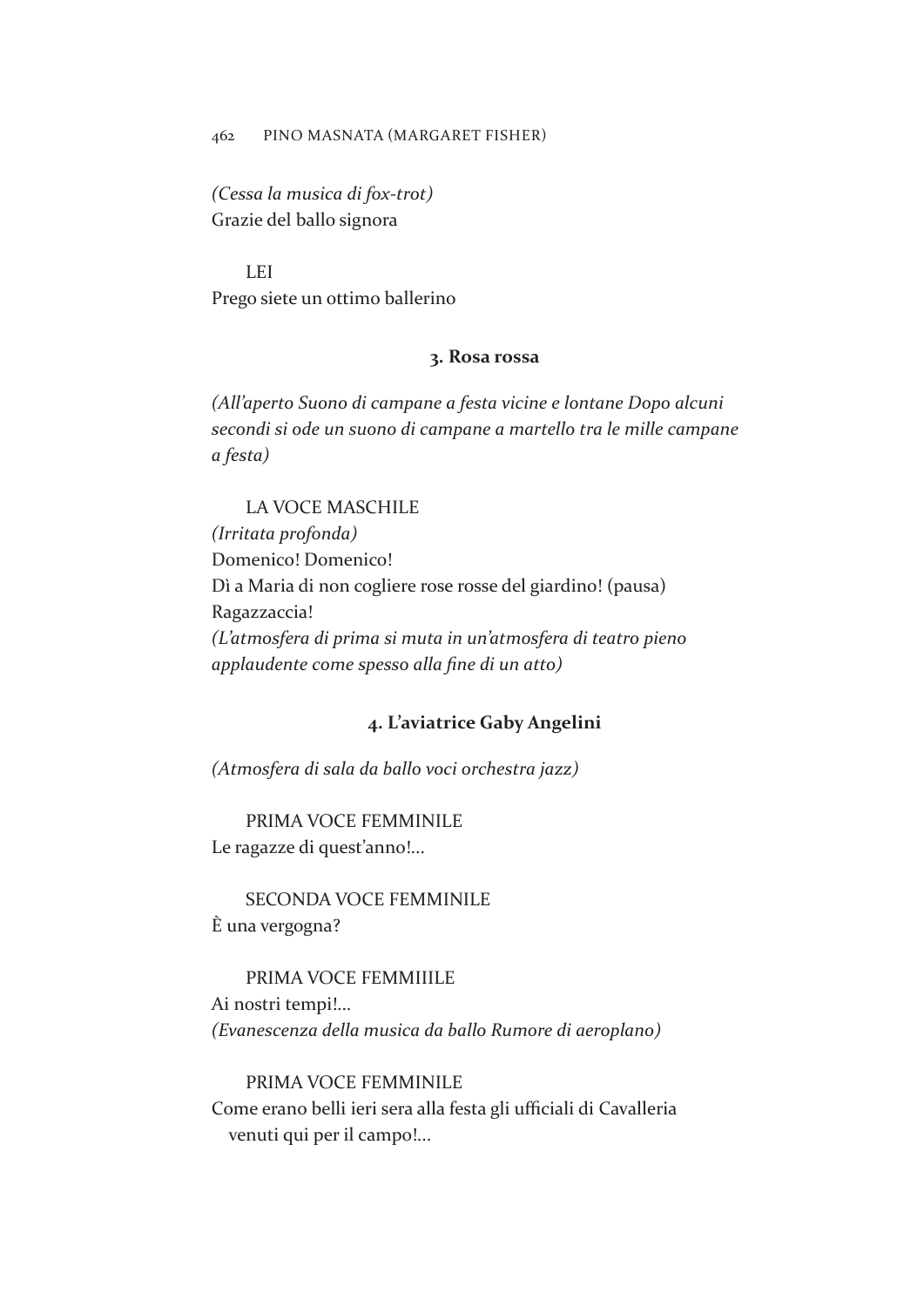*(Cessa la musica di fox-trot)*
Grazie del ballo signora

LEI
Prego siete un ottimo ballerino

### 3. Rosa rossa

*(All'aperto Suono di campane a festa vicine e lontane Dopo alcuni secondi si ode un suono di campane a martello tra le mille campane a festa)*

LA VOCE MASCHILE
*(Irritata profonda)*
Domenico! Domenico!
Dì a Maria di non cogliere rose rosse del giardino! (pausa)
Ragazzaccia!
*(L'atmosfera di prima si muta in un'atmosfera di teatro pieno applaudente come spesso alla fine di un atto)*

### 4. L'aviatrice Gaby Angelini

*(Atmosfera di sala da ballo voci orchestra jazz)*

PRIMA VOCE FEMMINILE
Le ragazze di quest'anno!...

SECONDA VOCE FEMMINILE
È una vergogna?

PRIMA VOCE FEMMIIILE
Ai nostri tempi!...
*(Evanescenza della musica da ballo Rumore di aeroplano)*

PRIMA VOCE FEMMINILE
Come erano belli ieri sera alla festa gli ufficiali di Cavalleria venuti qui per il campo!...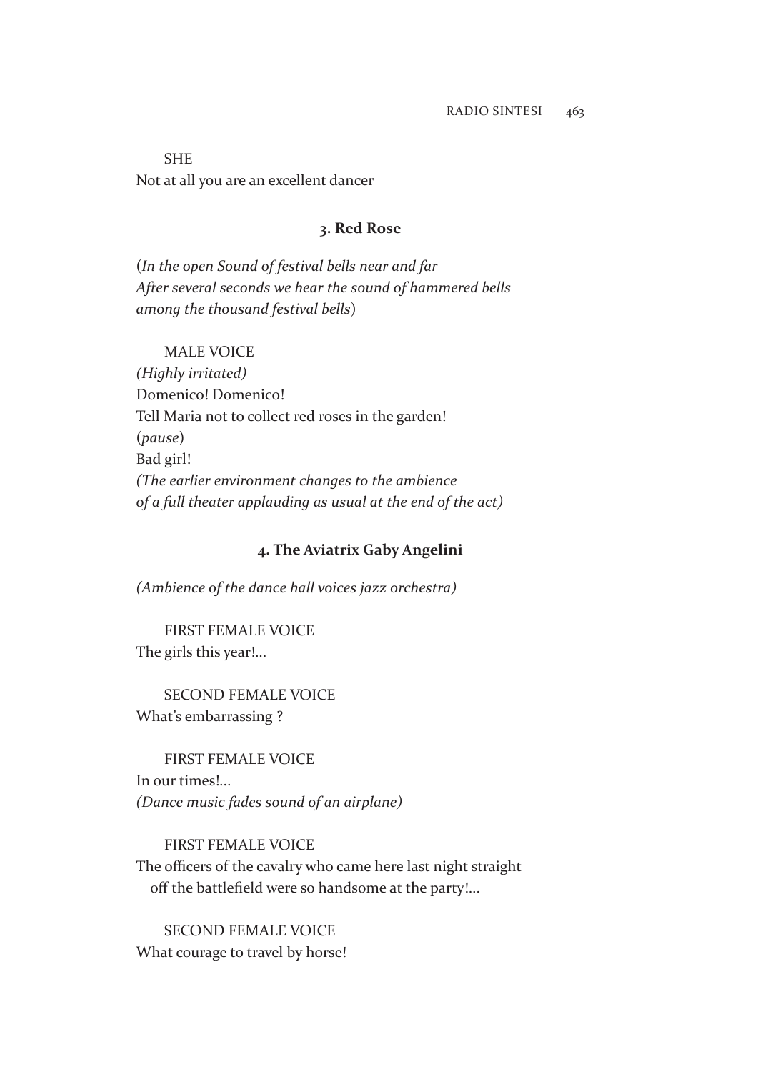SHE

Not at all you are an excellent dancer

### 3. Red Rose

(*In the open Sound of festival bells near and far*
*After several seconds we hear the sound of hammered bells*
*among the thousand festival bells*)

MALE VOICE

*(Highly irritated)*
Domenico! Domenico!
Tell Maria not to collect red roses in the garden!
(*pause*)
Bad girl!
*(The earlier environment changes to the ambience*
*of a full theater applauding as usual at the end of the act)*

### 4. The Aviatrix Gaby Angelini

*(Ambience of the dance hall voices jazz orchestra)*

FIRST FEMALE VOICE

The girls this year!...

SECOND FEMALE VOICE

What's embarrassing ?

FIRST FEMALE VOICE

In our times!...
*(Dance music fades sound of an airplane)*

FIRST FEMALE VOICE

The officers of the cavalry who came here last night straight off the battlefield were so handsome at the party!...

SECOND FEMALE VOICE

What courage to travel by horse!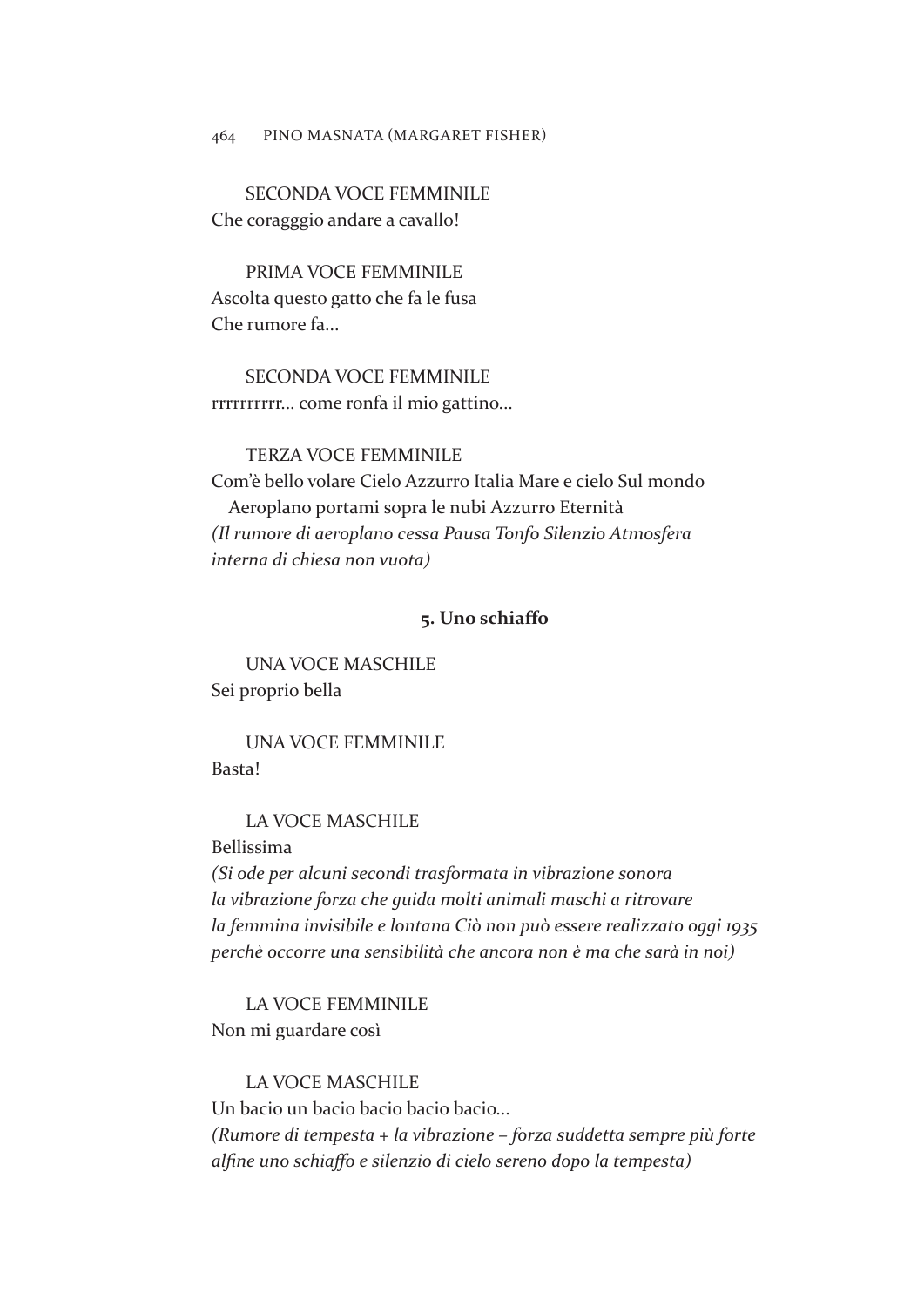SECONDA VOCE FEMMINILE
Che coragggio andare a cavallo!

PRIMA VOCE FEMMINILE
Ascolta questo gatto che fa le fusa
Che rumore fa...

SECONDA VOCE FEMMINILE
rrrrrrrrrr... come ronfa il mio gattino...

TERZA VOCE FEMMINILE
Com'è bello volare Cielo Azzurro Italia Mare e cielo Sul mondo
Aeroplano portami sopra le nubi Azzurro Eternità
*(Il rumore di aeroplano cessa Pausa Tonfo Silenzio Atmosfera interna di chiesa non vuota)*

**5. Uno schiaffo**

UNA VOCE MASCHILE
Sei proprio bella

UNA VOCE FEMMINILE
Basta!

LA VOCE MASCHILE
Bellissima
*(Si ode per alcuni secondi trasformata in vibrazione sonora la vibrazione forza che guida molti animali maschi a ritrovare la femmina invisibile e lontana Ciò non può essere realizzato oggi 1935 perchè occorre una sensibilità che ancora non è ma che sarà in noi)*

LA VOCE FEMMINILE
Non mi guardare così

LA VOCE MASCHILE
Un bacio un bacio bacio bacio bacio...
*(Rumore di tempesta + la vibrazione – forza suddetta sempre più forte alfine uno schiaffo e silenzio di cielo sereno dopo la tempesta)*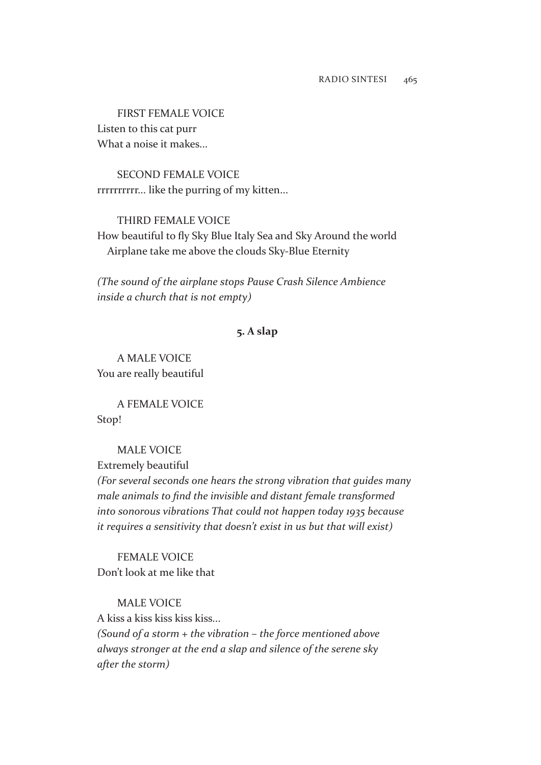FIRST FEMALE VOICE
Listen to this cat purr
What a noise it makes…

SECOND FEMALE VOICE
rrrrrrrrrr… like the purring of my kitten…

THIRD FEMALE VOICE
How beautiful to fly Sky Blue Italy Sea and Sky Around the world
Airplane take me above the clouds Sky-Blue Eternity

*(The sound of the airplane stops Pause Crash Silence Ambience inside a church that is not empty)*

### 5. A slap

A MALE VOICE
You are really beautiful

A FEMALE VOICE
Stop!

MALE VOICE
Extremely beautiful
*(For several seconds one hears the strong vibration that guides many male animals to find the invisible and distant female transformed into sonorous vibrations That could not happen today 1935 because it requires a sensitivity that doesn't exist in us but that will exist)*

FEMALE VOICE
Don't look at me like that

MALE VOICE
A kiss a kiss kiss kiss kiss…
*(Sound of a storm + the vibration – the force mentioned above always stronger at the end a slap and silence of the serene sky after the storm)*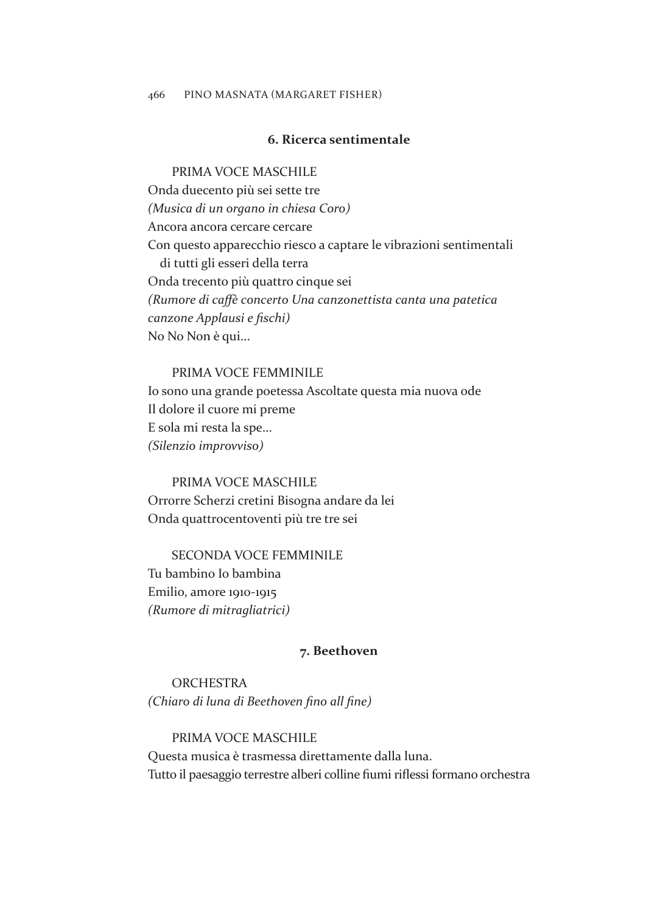### 6. Ricerca sentimentale

PRIMA VOCE MASCHILE

Onda duecento più sei sette tre
*(Musica di un organo in chiesa Coro)*
Ancora ancora cercare cercare
Con questo apparecchio riesco a captare le vibrazioni sentimentali di tutti gli esseri della terra
Onda trecento più quattro cinque sei
*(Rumore di caffè concerto Una canzonettista canta una patetica canzone Applausi e fischi)*
No No Non è qui…

PRIMA VOCE FEMMINILE

Io sono una grande poetessa Ascoltate questa mia nuova ode
Il dolore il cuore mi preme
E sola mi resta la spe…
*(Silenzio improvviso)*

PRIMA VOCE MASCHILE

Orrorre Scherzi cretini Bisogna andare da lei
Onda quattrocentoventi più tre tre sei

SECONDA VOCE FEMMINILE

Tu bambino Io bambina
Emilio, amore 1910-1915
*(Rumore di mitragliatrici)*

### 7. Beethoven

ORCHESTRA

*(Chiaro di luna di Beethoven fino all fine)*

PRIMA VOCE MASCHILE

Questa musica è trasmessa direttamente dalla luna.
Tutto il paesaggio terrestre alberi colline fiumi riflessi formano orchestra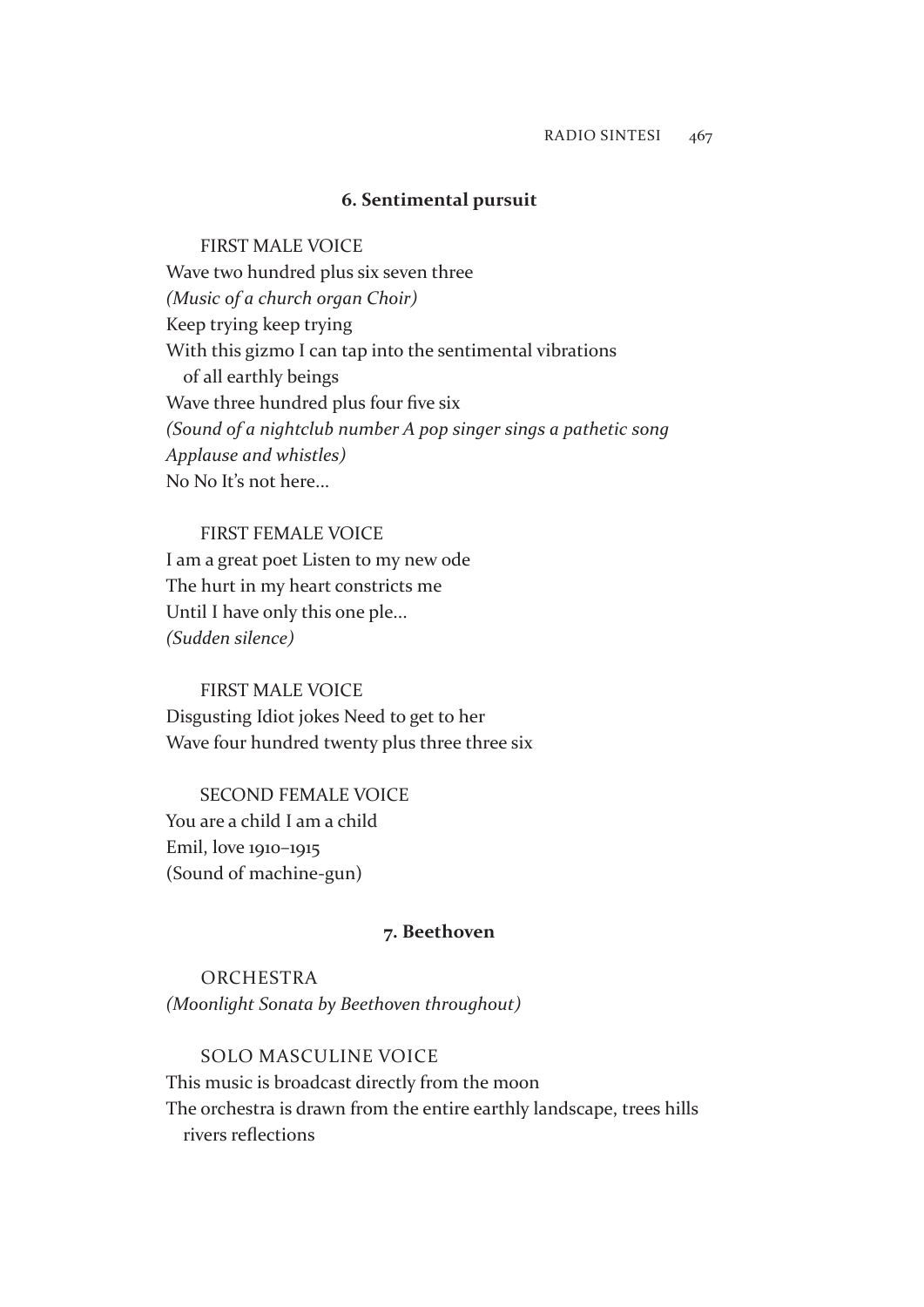### 6. Sentimental pursuit

FIRST MALE VOICE
Wave two hundred plus six seven three
*(Music of a church organ Choir)*
Keep trying keep trying
With this gizmo I can tap into the sentimental vibrations of all earthly beings
Wave three hundred plus four five six
*(Sound of a nightclub number A pop singer sings a pathetic song Applause and whistles)*
No No It's not here...

FIRST FEMALE VOICE
I am a great poet Listen to my new ode
The hurt in my heart constricts me
Until I have only this one ple...
*(Sudden silence)*

FIRST MALE VOICE
Disgusting Idiot jokes Need to get to her
Wave four hundred twenty plus three three six

SECOND FEMALE VOICE
You are a child I am a child
Emil, love 1910–1915
(Sound of machine-gun)

### 7. Beethoven

ORCHESTRA
*(Moonlight Sonata by Beethoven throughout)*

SOLO MASCULINE VOICE
This music is broadcast directly from the moon
The orchestra is drawn from the entire earthly landscape, trees hills rivers reflections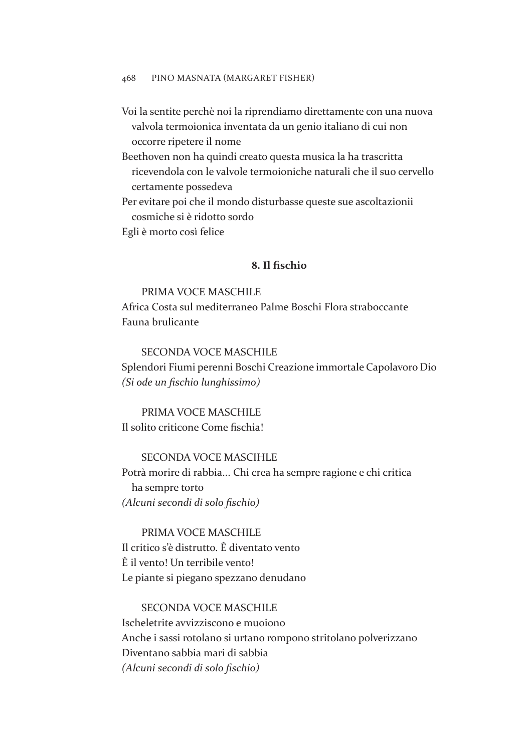Voi la sentite perchè noi la riprendiamo direttamente con una nuova valvola termoionica inventata da un genio italiano di cui non occorre ripetere il nome

Beethoven non ha quindi creato questa musica la ha trascritta ricevendola con le valvole termoioniche naturali che il suo cervello certamente possedeva

Per evitare poi che il mondo disturbasse queste sue ascoltazionii cosmiche si è ridotto sordo

Egli è morto così felice

**8. Il fischio**

PRIMA VOCE MASCHILE

Africa Costa sul mediterraneo Palme Boschi Flora straboccante Fauna brulicante

SECONDA VOCE MASCHILE

Splendori Fiumi perenni Boschi Creazione immortale Capolavoro Dio

*(Si ode un fischio lunghissimo)*

PRIMA VOCE MASCHILE

Il solito criticone Come fischia!

SECONDA VOCE MASCIHLE

Potrà morire di rabbia... Chi crea ha sempre ragione e chi critica ha sempre torto

*(Alcuni secondi di solo fischio)*

PRIMA VOCE MASCHILE

Il critico s'è distrutto. È diventato vento

È il vento! Un terribile vento!

Le piante si piegano spezzano denudano

SECONDA VOCE MASCHILE

Ischeletrite avvizziscono e muoiono

Anche i sassi rotolano si urtano rompono stritolano polverizzano

Diventano sabbia mari di sabbia

*(Alcuni secondi di solo fischio)*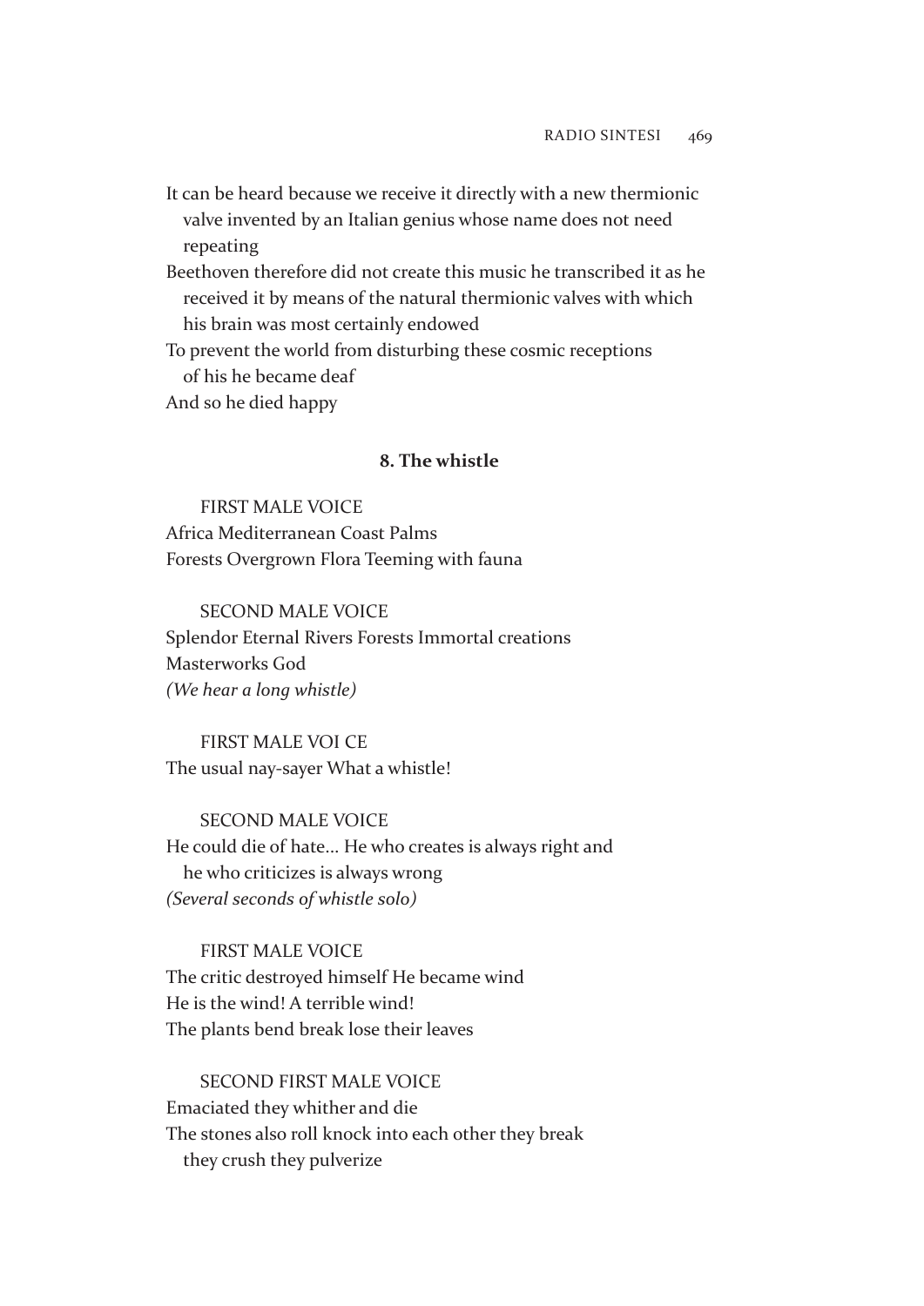It can be heard because we receive it directly with a new thermionic valve invented by an Italian genius whose name does not need repeating

Beethoven therefore did not create this music he transcribed it as he received it by means of the natural thermionic valves with which his brain was most certainly endowed

To prevent the world from disturbing these cosmic receptions of his he became deaf

And so he died happy

### 8. The whistle

FIRST MALE VOICE

Africa Mediterranean Coast Palms
Forests Overgrown Flora Teeming with fauna

SECOND MALE VOICE

Splendor Eternal Rivers Forests Immortal creations
Masterworks God
*(We hear a long whistle)*

FIRST MALE VOI CE

The usual nay-sayer What a whistle!

SECOND MALE VOICE

He could die of hate... He who creates is always right and he who criticizes is always wrong
*(Several seconds of whistle solo)*

FIRST MALE VOICE

The critic destroyed himself He became wind
He is the wind! A terrible wind!
The plants bend break lose their leaves

SECOND FIRST MALE VOICE

Emaciated they whither and die
The stones also roll knock into each other they break they crush they pulverize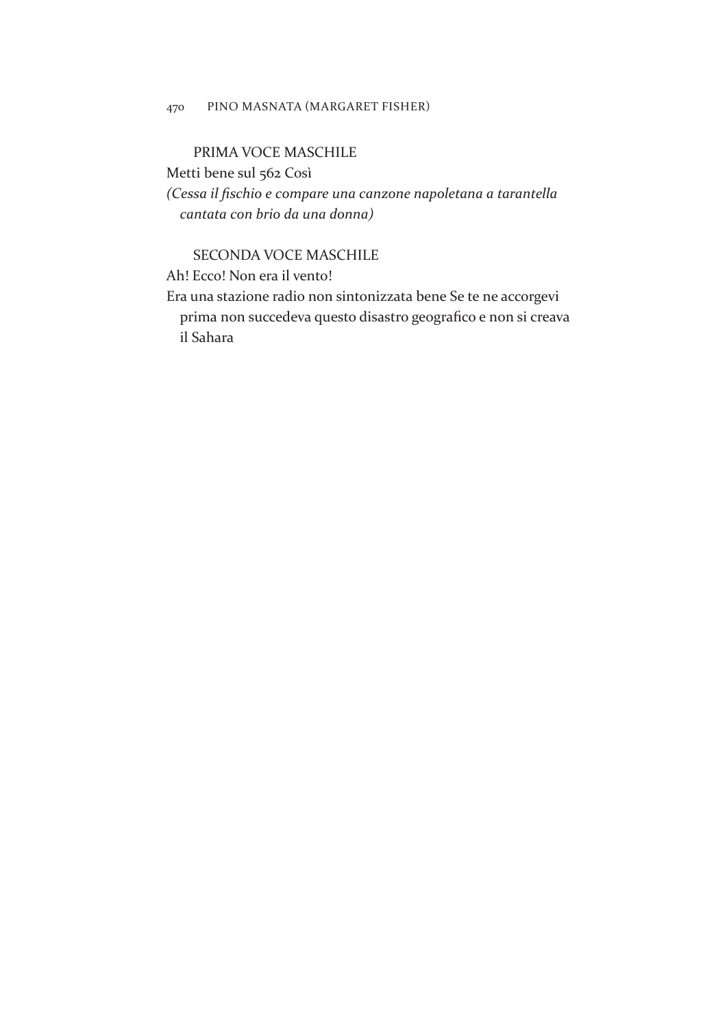PRIMA VOCE MASCHILE

Metti bene sul 562 Così

*(Cessa il fischio e compare una canzone napoletana a tarantella cantata con brio da una donna)*

SECONDA VOCE MASCHILE

Ah! Ecco! Non era il vento!

Era una stazione radio non sintonizzata bene Se te ne accorgevi prima non succedeva questo disastro geografico e non si creava il Sahara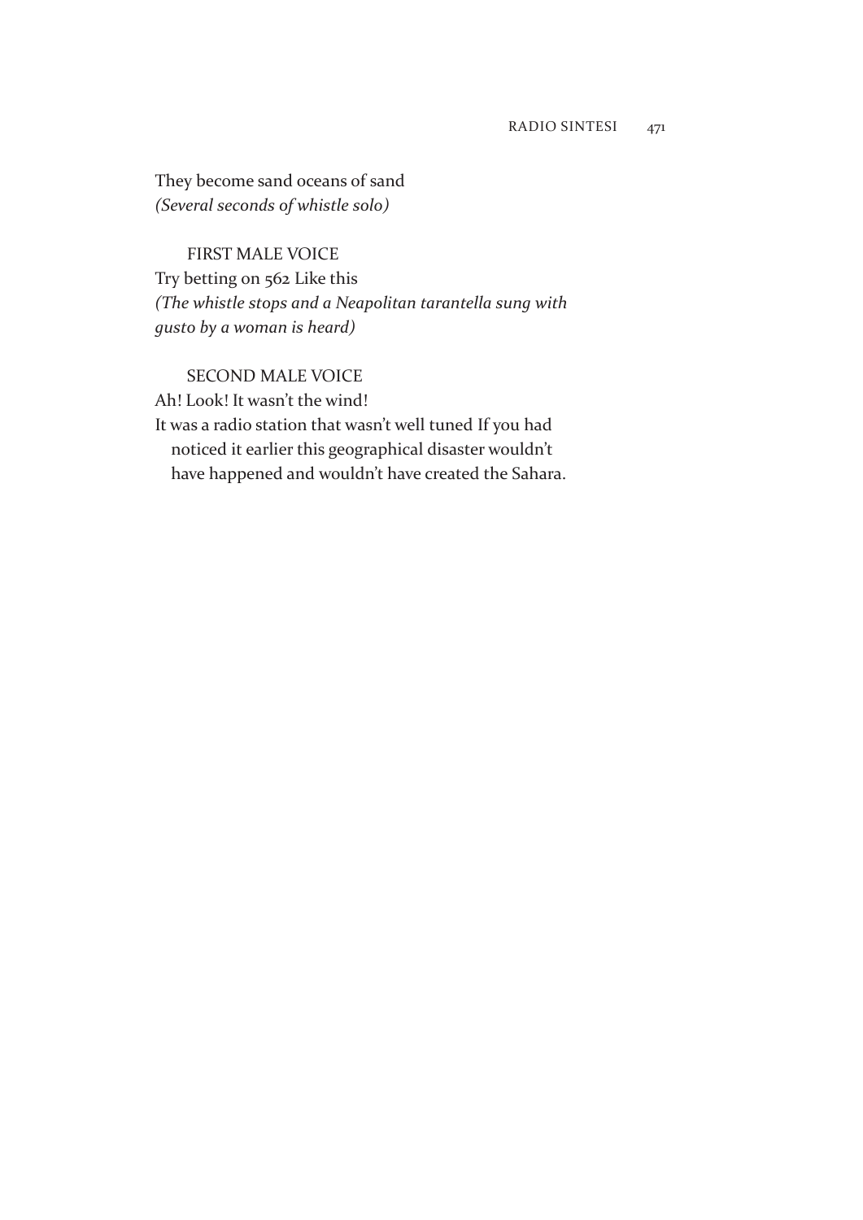They become sand oceans of sand
*(Several seconds of whistle solo)*

FIRST MALE VOICE
Try betting on 562 Like this
*(The whistle stops and a Neapolitan tarantella sung with gusto by a woman is heard)*

SECOND MALE VOICE
Ah! Look! It wasn't the wind!
It was a radio station that wasn't well tuned If you had noticed it earlier this geographical disaster wouldn't have happened and wouldn't have created the Sahara.